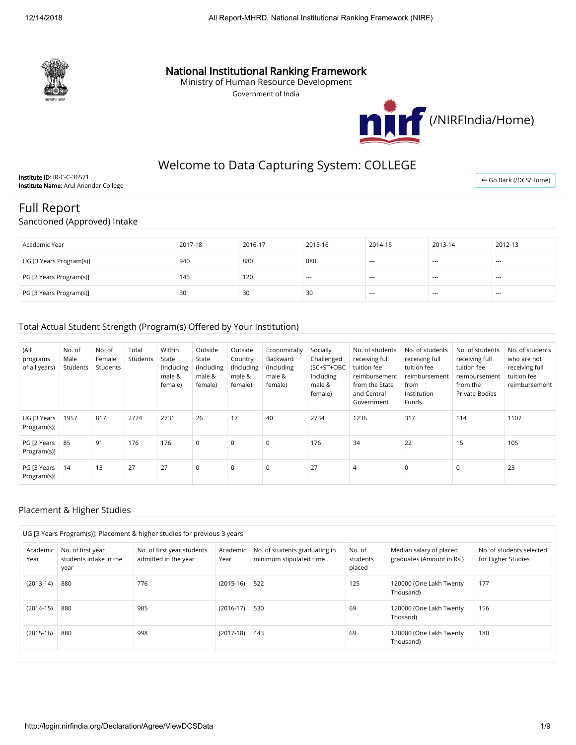# National Institutional Ranking Framework

Ministry of Human Resource Development

Government of India

(/NIRFIndia/Home)

## Welcome to Data Capturing System: COLLEGE

**Institute ID**: IR-C-C-36571
**Institute Name**: Arul Anandar College

Go Back (/DCS/Home)

## Full Report

### Sanctioned (Approved) Intake

| Academic Year | 2017-18 | 2016-17 | 2015-16 | 2014-15 | 2013-14 | 2012-13 |
|---|---|---|---|---|---|---|
| UG [3 Years Program(s)] | 940 | 880 | 880 | --- | --- | --- |
| PG [2 Years Program(s)] | 145 | 120 | --- | --- | --- | --- |
| PG [3 Years Program(s)] | 30 | 30 | 30 | --- | --- | --- |

### Total Actual Student Strength (Program(s) Offered by Your Institution)

| (All programs of all years) | No. of Male Students | No. of Female Students | Total Students | Within State (Including male & female) | Outside State (Including male & female) | Outside Country (Including male & female) | Economically Backward (Including male & female) | Socially Challenged (SC+ST+OBC Including male & female) | No. of students receiving full tuition fee reimbursement from the State and Central Government | No. of students receiving full tuition fee reimbursement from Institution Funds | No. of students receiving full tuition fee reimbursement from the Private Bodies | No. of students who are not receiving full tuition fee reimbursement |
|---|---|---|---|---|---|---|---|---|---|---|---|---|
| UG [3 Years Program(s)] | 1957 | 817 | 2774 | 2731 | 26 | 17 | 40 | 2734 | 1236 | 317 | 114 | 1107 |
| PG [2 Years Program(s)] | 85 | 91 | 176 | 176 | 0 | 0 | 0 | 176 | 34 | 22 | 15 | 105 |
| PG [3 Years Program(s)] | 14 | 13 | 27 | 27 | 0 | 0 | 0 | 27 | 4 | 0 | 0 | 23 |

### Placement & Higher Studies

UG [3 Years Program(s)]: Placement & higher studies for previous 3 years

| Academic Year | No. of first year students intake in the year | No. of first year students admitted in the year | Academic Year | No. of students graduating in minimum stipulated time | No. of students placed | Median salary of placed graduates (Amount in Rs.) | No. of students selected for Higher Studies |
|---|---|---|---|---|---|---|---|
| (2013-14) | 880 | 776 | (2015-16) | 522 | 125 | 120000 (One Lakh Twenty Thousand) | 177 |
| (2014-15) | 880 | 985 | (2016-17) | 530 | 69 | 120000 (One Lakh Twenty Thosand) | 156 |
| (2015-16) | 880 | 998 | (2017-18) | 443 | 69 | 120000 (One Lakh Twenty Thousand) | 180 |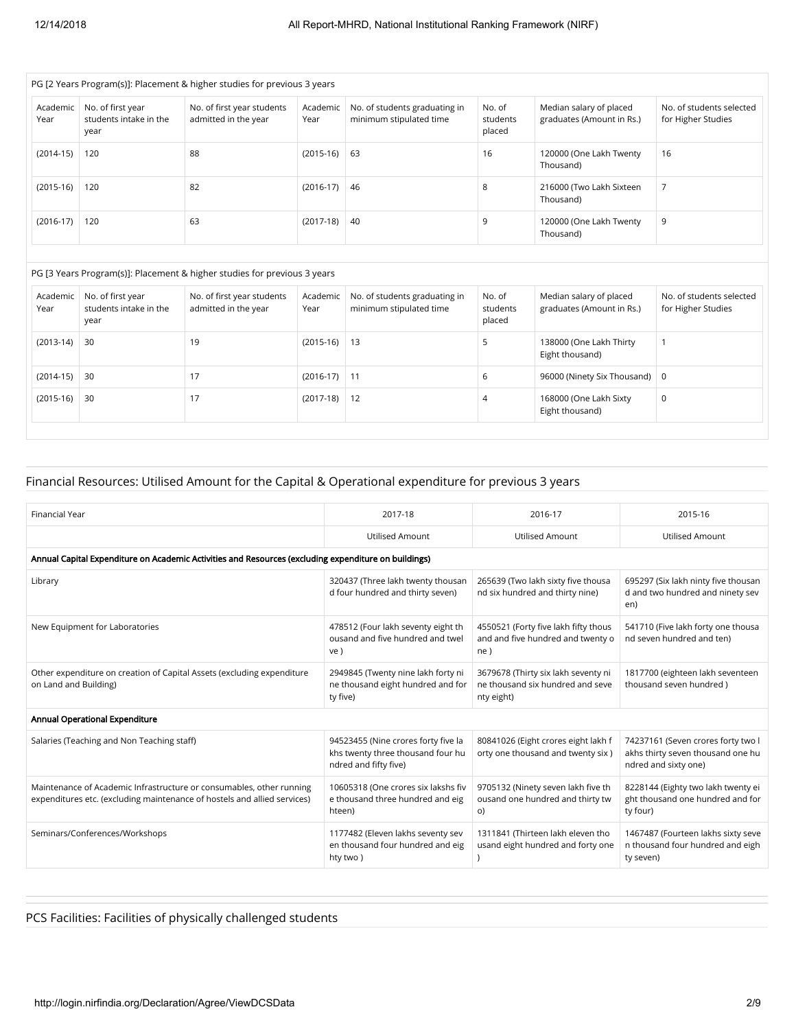PG [2 Years Program(s)]: Placement & higher studies for previous 3 years

| Academic Year | No. of first year students intake in the year | No. of first year students admitted in the year | Academic Year | No. of students graduating in minimum stipulated time | No. of students placed | Median salary of placed graduates (Amount in Rs.) | No. of students selected for Higher Studies |
|---|---|---|---|---|---|---|---|
| (2014-15) | 120 | 88 | (2015-16) | 63 | 16 | 120000 (One Lakh Twenty Thousand) | 16 |
| (2015-16) | 120 | 82 | (2016-17) | 46 | 8 | 216000 (Two Lakh Sixteen Thousand) | 7 |
| (2016-17) | 120 | 63 | (2017-18) | 40 | 9 | 120000 (One Lakh Twenty Thousand) | 9 |

PG [3 Years Program(s)]: Placement & higher studies for previous 3 years

| Academic Year | No. of first year students intake in the year | No. of first year students admitted in the year | Academic Year | No. of students graduating in minimum stipulated time | No. of students placed | Median salary of placed graduates (Amount in Rs.) | No. of students selected for Higher Studies |
|---|---|---|---|---|---|---|---|
| (2013-14) | 30 | 19 | (2015-16) | 13 | 5 | 138000 (One Lakh Thirty Eight thousand) | 1 |
| (2014-15) | 30 | 17 | (2016-17) | 11 | 6 | 96000 (Ninety Six Thousand) | 0 |
| (2015-16) | 30 | 17 | (2017-18) | 12 | 4 | 168000 (One Lakh Sixty Eight thousand) | 0 |

## Financial Resources: Utilised Amount for the Capital & Operational expenditure for previous 3 years

| Financial Year | 2017-18 | 2016-17 | 2015-16 |
|---|---|---|---|
| | Utilised Amount | Utilised Amount | Utilised Amount |
| **Annual Capital Expenditure on Academic Activities and Resources (excluding expenditure on buildings)** | | | |
| Library | 320437 (Three lakh twenty thousand four hundred and thirty seven) | 265639 (Two lakh sixty five thousand six hundred and thirty nine) | 695297 (Six lakh ninty five thousand and two hundred and ninety seven) |
| New Equipment for Laboratories | 478512 (Four lakh seventy eight thousand and five hundred and twelve ) | 4550521 (Forty five lakh fifty thousand and five hundred and twenty one ) | 541710 (Five lakh forty one thousand seven hundred and ten) |
| Other expenditure on creation of Capital Assets (excluding expenditure on Land and Building) | 2949845 (Twenty nine lakh forty nine thousand eight hundred and forty five) | 3679678 (Thirty six lakh seventy nine thousand six hundred and seventy eight) | 1817700 (eighteen lakh seventeen thousand seven hundred ) |
| **Annual Operational Expenditure** | | | |
| Salaries (Teaching and Non Teaching staff) | 94523455 (Nine crores forty five lakhs twenty three thousand four hundred and fifty five) | 80841026 (Eight crores eight lakh forty one thousand and twenty six ) | 74237161 (Seven crores forty two lakhs thirty seven thousand one hundred and sixty one) |
| Maintenance of Academic Infrastructure or consumables, other running expenditures etc. (excluding maintenance of hostels and allied services) | 10605318 (One crores six lakshs five thousand three hundred and eighteen) | 9705132 (Ninety seven lakh five thousand one hundred and thirty two) | 8228144 (Eighty two lakh twenty eight thousand one hundred and forty four) |
| Seminars/Conferences/Workshops | 1177482 (Eleven lakhs seventy seven thousand four hundred and eighty two ) | 1311841 (Thirteen lakh eleven thousand eight hundred and forty one ) | 1467487 (Fourteen lakhs sixty seven thousand four hundred and eighty seven) |

## PCS Facilities: Facilities of physically challenged students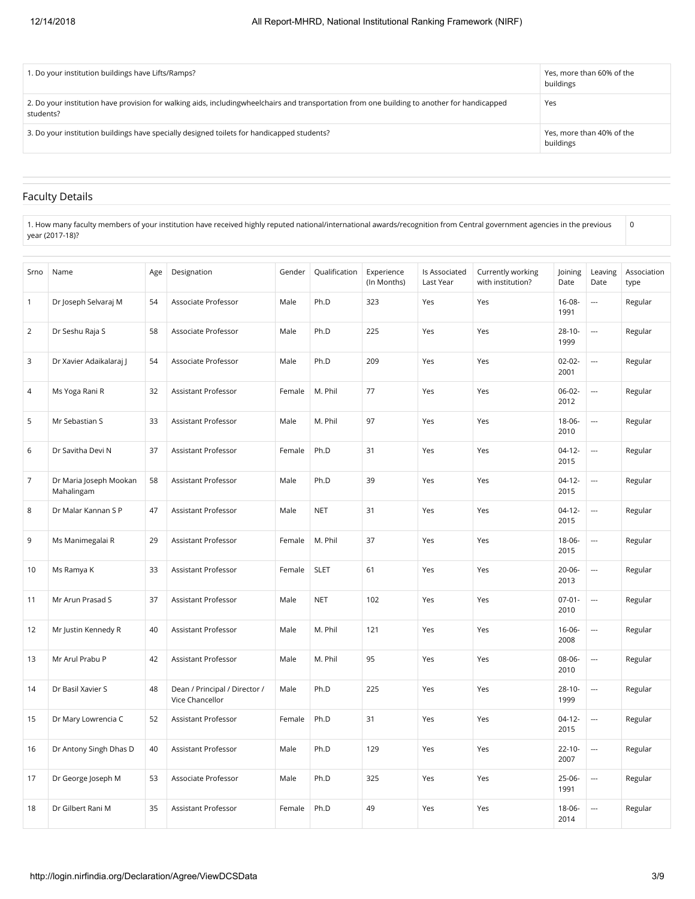| 1. Do your institution buildings have Lifts/Ramps? | Yes, more than 60% of the buildings |
| --- | --- |
| 2. Do your institution have provision for walking aids, includingwheelchairs and transportation from one building to another for handicapped students? | Yes |
| 3. Do your institution buildings have specially designed toilets for handicapped students? | Yes, more than 40% of the buildings |

## Faculty Details

| 1. How many faculty members of your institution have received highly reputed national/international awards/recognition from Central government agencies in the previous year (2017-18)? | 0 |
| --- | --- |

| Srno | Name | Age | Designation | Gender | Qualification | Experience (In Months) | Is Associated Last Year | Currently working with institution? | Joining Date | Leaving Date | Association type |
| --- | --- | --- | --- | --- | --- | --- | --- | --- | --- | --- | --- |
| 1 | Dr Joseph Selvaraj M | 54 | Associate Professor | Male | Ph.D | 323 | Yes | Yes | 16-08-1991 | --- | Regular |
| 2 | Dr Seshu Raja S | 58 | Associate Professor | Male | Ph.D | 225 | Yes | Yes | 28-10-1999 | --- | Regular |
| 3 | Dr Xavier Adaikalaraj J | 54 | Associate Professor | Male | Ph.D | 209 | Yes | Yes | 02-02-2001 | --- | Regular |
| 4 | Ms Yoga Rani R | 32 | Assistant Professor | Female | M. Phil | 77 | Yes | Yes | 06-02-2012 | --- | Regular |
| 5 | Mr Sebastian S | 33 | Assistant Professor | Male | M. Phil | 97 | Yes | Yes | 18-06-2010 | --- | Regular |
| 6 | Dr Savitha Devi N | 37 | Assistant Professor | Female | Ph.D | 31 | Yes | Yes | 04-12-2015 | --- | Regular |
| 7 | Dr Maria Joseph Mookan Mahalingam | 58 | Assistant Professor | Male | Ph.D | 39 | Yes | Yes | 04-12-2015 | --- | Regular |
| 8 | Dr Malar Kannan S P | 47 | Assistant Professor | Male | NET | 31 | Yes | Yes | 04-12-2015 | --- | Regular |
| 9 | Ms Manimegalai R | 29 | Assistant Professor | Female | M. Phil | 37 | Yes | Yes | 18-06-2015 | --- | Regular |
| 10 | Ms Ramya K | 33 | Assistant Professor | Female | SLET | 61 | Yes | Yes | 20-06-2013 | --- | Regular |
| 11 | Mr Arun Prasad S | 37 | Assistant Professor | Male | NET | 102 | Yes | Yes | 07-01-2010 | --- | Regular |
| 12 | Mr Justin Kennedy R | 40 | Assistant Professor | Male | M. Phil | 121 | Yes | Yes | 16-06-2008 | --- | Regular |
| 13 | Mr Arul Prabu P | 42 | Assistant Professor | Male | M. Phil | 95 | Yes | Yes | 08-06-2010 | --- | Regular |
| 14 | Dr Basil Xavier S | 48 | Dean / Principal / Director / Vice Chancellor | Male | Ph.D | 225 | Yes | Yes | 28-10-1999 | --- | Regular |
| 15 | Dr Mary Lowrencia C | 52 | Assistant Professor | Female | Ph.D | 31 | Yes | Yes | 04-12-2015 | --- | Regular |
| 16 | Dr Antony Singh Dhas D | 40 | Assistant Professor | Male | Ph.D | 129 | Yes | Yes | 22-10-2007 | --- | Regular |
| 17 | Dr George Joseph M | 53 | Associate Professor | Male | Ph.D | 325 | Yes | Yes | 25-06-1991 | --- | Regular |
| 18 | Dr Gilbert Rani M | 35 | Assistant Professor | Female | Ph.D | 49 | Yes | Yes | 18-06-2014 | --- | Regular |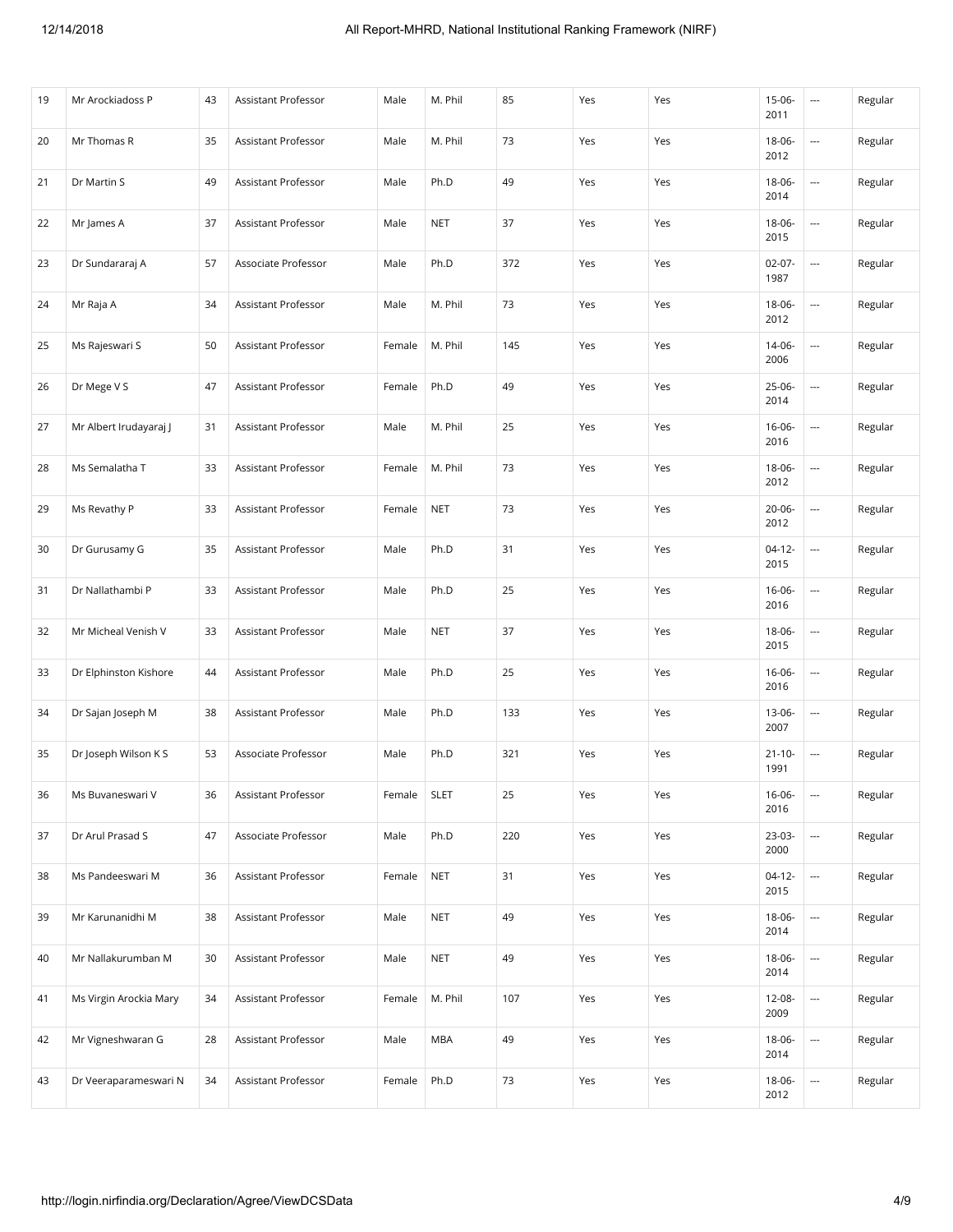| 19 | Mr Arockiadoss P | 43 | Assistant Professor | Male | M. Phil | 85 | Yes | Yes | 15-06-2011 | --- | Regular |
|---|---|---|---|---|---|---|---|---|---|---|---|
| 20 | Mr Thomas R | 35 | Assistant Professor | Male | M. Phil | 73 | Yes | Yes | 18-06-2012 | --- | Regular |
| 21 | Dr Martin S | 49 | Assistant Professor | Male | Ph.D | 49 | Yes | Yes | 18-06-2014 | --- | Regular |
| 22 | Mr James A | 37 | Assistant Professor | Male | NET | 37 | Yes | Yes | 18-06-2015 | --- | Regular |
| 23 | Dr Sundararaj A | 57 | Associate Professor | Male | Ph.D | 372 | Yes | Yes | 02-07-1987 | --- | Regular |
| 24 | Mr Raja A | 34 | Assistant Professor | Male | M. Phil | 73 | Yes | Yes | 18-06-2012 | --- | Regular |
| 25 | Ms Rajeswari S | 50 | Assistant Professor | Female | M. Phil | 145 | Yes | Yes | 14-06-2006 | --- | Regular |
| 26 | Dr Mege V S | 47 | Assistant Professor | Female | Ph.D | 49 | Yes | Yes | 25-06-2014 | --- | Regular |
| 27 | Mr Albert Irudayaraj J | 31 | Assistant Professor | Male | M. Phil | 25 | Yes | Yes | 16-06-2016 | --- | Regular |
| 28 | Ms Semalatha T | 33 | Assistant Professor | Female | M. Phil | 73 | Yes | Yes | 18-06-2012 | --- | Regular |
| 29 | Ms Revathy P | 33 | Assistant Professor | Female | NET | 73 | Yes | Yes | 20-06-2012 | --- | Regular |
| 30 | Dr Gurusamy G | 35 | Assistant Professor | Male | Ph.D | 31 | Yes | Yes | 04-12-2015 | --- | Regular |
| 31 | Dr Nallathambi P | 33 | Assistant Professor | Male | Ph.D | 25 | Yes | Yes | 16-06-2016 | --- | Regular |
| 32 | Mr Micheal Venish V | 33 | Assistant Professor | Male | NET | 37 | Yes | Yes | 18-06-2015 | --- | Regular |
| 33 | Dr Elphinston Kishore | 44 | Assistant Professor | Male | Ph.D | 25 | Yes | Yes | 16-06-2016 | --- | Regular |
| 34 | Dr Sajan Joseph M | 38 | Assistant Professor | Male | Ph.D | 133 | Yes | Yes | 13-06-2007 | --- | Regular |
| 35 | Dr Joseph Wilson K S | 53 | Associate Professor | Male | Ph.D | 321 | Yes | Yes | 21-10-1991 | --- | Regular |
| 36 | Ms Buvaneswari V | 36 | Assistant Professor | Female | SLET | 25 | Yes | Yes | 16-06-2016 | --- | Regular |
| 37 | Dr Arul Prasad S | 47 | Associate Professor | Male | Ph.D | 220 | Yes | Yes | 23-03-2000 | --- | Regular |
| 38 | Ms Pandeeswari M | 36 | Assistant Professor | Female | NET | 31 | Yes | Yes | 04-12-2015 | --- | Regular |
| 39 | Mr Karunanidhi M | 38 | Assistant Professor | Male | NET | 49 | Yes | Yes | 18-06-2014 | --- | Regular |
| 40 | Mr Nallakurumban M | 30 | Assistant Professor | Male | NET | 49 | Yes | Yes | 18-06-2014 | --- | Regular |
| 41 | Ms Virgin Arockia Mary | 34 | Assistant Professor | Female | M. Phil | 107 | Yes | Yes | 12-08-2009 | --- | Regular |
| 42 | Mr Vigneshwaran G | 28 | Assistant Professor | Male | MBA | 49 | Yes | Yes | 18-06-2014 | --- | Regular |
| 43 | Dr Veeraparameswari N | 34 | Assistant Professor | Female | Ph.D | 73 | Yes | Yes | 18-06-2012 | --- | Regular |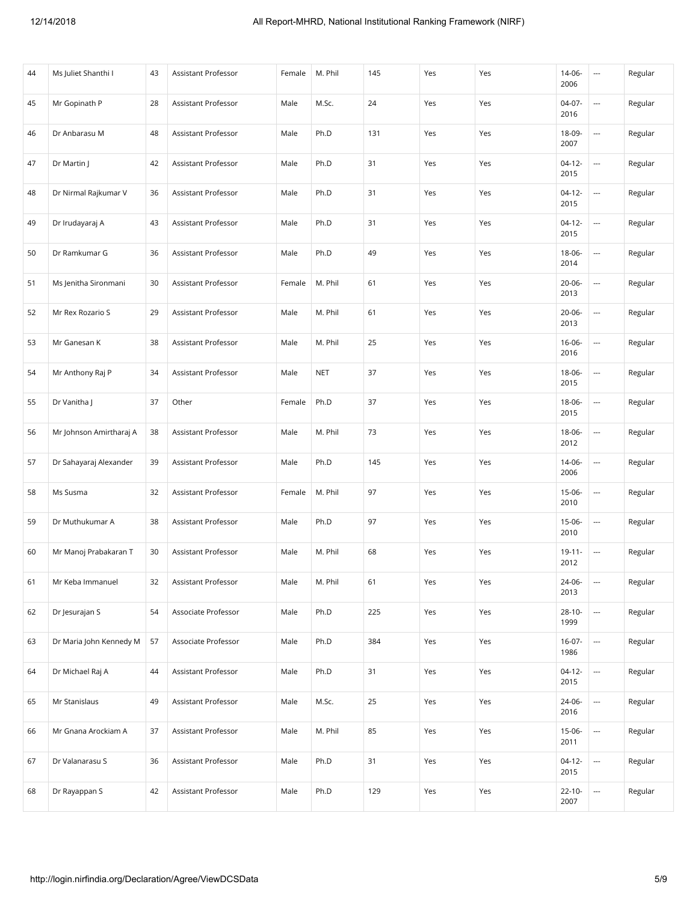| 44 | Ms Juliet Shanthi I | 43 | Assistant Professor | Female | M. Phil | 145 | Yes | Yes | 14-06-2006 | --- | Regular |
|---|---|---|---|---|---|---|---|---|---|---|---|
| 45 | Mr Gopinath P | 28 | Assistant Professor | Male | M.Sc. | 24 | Yes | Yes | 04-07-2016 | --- | Regular |
| 46 | Dr Anbarasu M | 48 | Assistant Professor | Male | Ph.D | 131 | Yes | Yes | 18-09-2007 | --- | Regular |
| 47 | Dr Martin J | 42 | Assistant Professor | Male | Ph.D | 31 | Yes | Yes | 04-12-2015 | --- | Regular |
| 48 | Dr Nirmal Rajkumar V | 36 | Assistant Professor | Male | Ph.D | 31 | Yes | Yes | 04-12-2015 | --- | Regular |
| 49 | Dr Irudayaraj A | 43 | Assistant Professor | Male | Ph.D | 31 | Yes | Yes | 04-12-2015 | --- | Regular |
| 50 | Dr Ramkumar G | 36 | Assistant Professor | Male | Ph.D | 49 | Yes | Yes | 18-06-2014 | --- | Regular |
| 51 | Ms Jenitha Sironmani | 30 | Assistant Professor | Female | M. Phil | 61 | Yes | Yes | 20-06-2013 | --- | Regular |
| 52 | Mr Rex Rozario S | 29 | Assistant Professor | Male | M. Phil | 61 | Yes | Yes | 20-06-2013 | --- | Regular |
| 53 | Mr Ganesan K | 38 | Assistant Professor | Male | M. Phil | 25 | Yes | Yes | 16-06-2016 | --- | Regular |
| 54 | Mr Anthony Raj P | 34 | Assistant Professor | Male | NET | 37 | Yes | Yes | 18-06-2015 | --- | Regular |
| 55 | Dr Vanitha J | 37 | Other | Female | Ph.D | 37 | Yes | Yes | 18-06-2015 | --- | Regular |
| 56 | Mr Johnson Amirtharaj A | 38 | Assistant Professor | Male | M. Phil | 73 | Yes | Yes | 18-06-2012 | --- | Regular |
| 57 | Dr Sahayaraj Alexander | 39 | Assistant Professor | Male | Ph.D | 145 | Yes | Yes | 14-06-2006 | --- | Regular |
| 58 | Ms Susma | 32 | Assistant Professor | Female | M. Phil | 97 | Yes | Yes | 15-06-2010 | --- | Regular |
| 59 | Dr Muthukumar A | 38 | Assistant Professor | Male | Ph.D | 97 | Yes | Yes | 15-06-2010 | --- | Regular |
| 60 | Mr Manoj Prabakaran T | 30 | Assistant Professor | Male | M. Phil | 68 | Yes | Yes | 19-11-2012 | --- | Regular |
| 61 | Mr Keba Immanuel | 32 | Assistant Professor | Male | M. Phil | 61 | Yes | Yes | 24-06-2013 | --- | Regular |
| 62 | Dr Jesurajan S | 54 | Associate Professor | Male | Ph.D | 225 | Yes | Yes | 28-10-1999 | --- | Regular |
| 63 | Dr Maria John Kennedy M | 57 | Associate Professor | Male | Ph.D | 384 | Yes | Yes | 16-07-1986 | --- | Regular |
| 64 | Dr Michael Raj A | 44 | Assistant Professor | Male | Ph.D | 31 | Yes | Yes | 04-12-2015 | --- | Regular |
| 65 | Mr Stanislaus | 49 | Assistant Professor | Male | M.Sc. | 25 | Yes | Yes | 24-06-2016 | --- | Regular |
| 66 | Mr Gnana Arockiam A | 37 | Assistant Professor | Male | M. Phil | 85 | Yes | Yes | 15-06-2011 | --- | Regular |
| 67 | Dr Valanarasu S | 36 | Assistant Professor | Male | Ph.D | 31 | Yes | Yes | 04-12-2015 | --- | Regular |
| 68 | Dr Rayappan S | 42 | Assistant Professor | Male | Ph.D | 129 | Yes | Yes | 22-10-2007 | --- | Regular |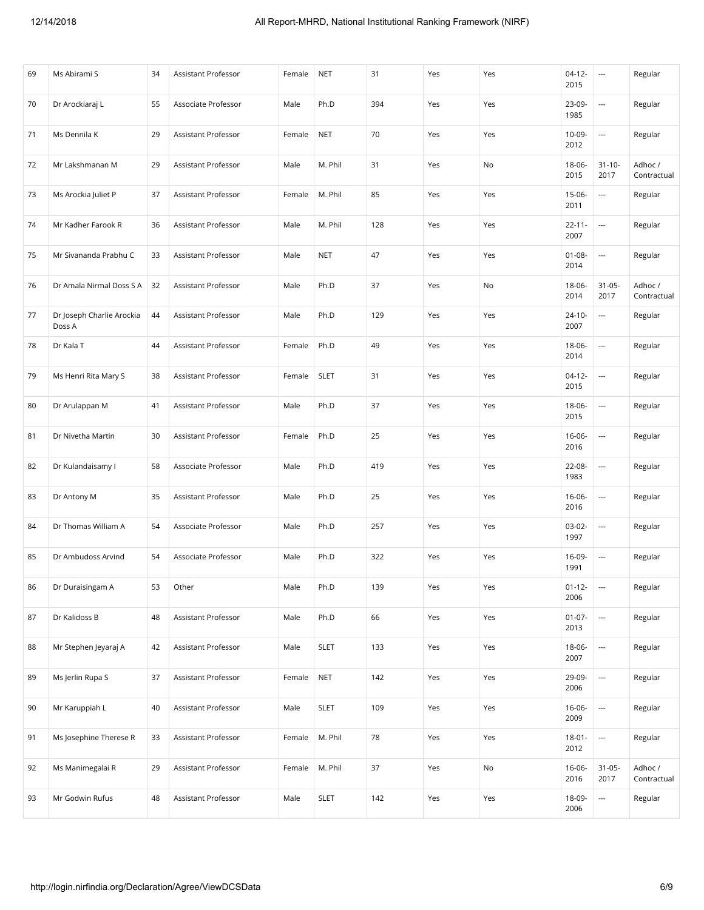| 69 | Ms Abirami S | 34 | Assistant Professor | Female | NET | 31 | Yes | Yes | 04-12-2015 | --- | Regular |
|---|---|---|---|---|---|---|---|---|---|---|---|
| 70 | Dr Arockiaraj L | 55 | Associate Professor | Male | Ph.D | 394 | Yes | Yes | 23-09-1985 | --- | Regular |
| 71 | Ms Dennila K | 29 | Assistant Professor | Female | NET | 70 | Yes | Yes | 10-09-2012 | --- | Regular |
| 72 | Mr Lakshmanan M | 29 | Assistant Professor | Male | M. Phil | 31 | Yes | No | 18-06-2015 | 31-10-2017 | Adhoc / Contractual |
| 73 | Ms Arockia Juliet P | 37 | Assistant Professor | Female | M. Phil | 85 | Yes | Yes | 15-06-2011 | --- | Regular |
| 74 | Mr Kadher Farook R | 36 | Assistant Professor | Male | M. Phil | 128 | Yes | Yes | 22-11-2007 | --- | Regular |
| 75 | Mr Sivananda Prabhu C | 33 | Assistant Professor | Male | NET | 47 | Yes | Yes | 01-08-2014 | --- | Regular |
| 76 | Dr Amala Nirmal Doss S A | 32 | Assistant Professor | Male | Ph.D | 37 | Yes | No | 18-06-2014 | 31-05-2017 | Adhoc / Contractual |
| 77 | Dr Joseph Charlie Arockia Doss A | 44 | Assistant Professor | Male | Ph.D | 129 | Yes | Yes | 24-10-2007 | --- | Regular |
| 78 | Dr Kala T | 44 | Assistant Professor | Female | Ph.D | 49 | Yes | Yes | 18-06-2014 | --- | Regular |
| 79 | Ms Henri Rita Mary S | 38 | Assistant Professor | Female | SLET | 31 | Yes | Yes | 04-12-2015 | --- | Regular |
| 80 | Dr Arulappan M | 41 | Assistant Professor | Male | Ph.D | 37 | Yes | Yes | 18-06-2015 | --- | Regular |
| 81 | Dr Nivetha Martin | 30 | Assistant Professor | Female | Ph.D | 25 | Yes | Yes | 16-06-2016 | --- | Regular |
| 82 | Dr Kulandaisamy I | 58 | Associate Professor | Male | Ph.D | 419 | Yes | Yes | 22-08-1983 | --- | Regular |
| 83 | Dr Antony M | 35 | Assistant Professor | Male | Ph.D | 25 | Yes | Yes | 16-06-2016 | --- | Regular |
| 84 | Dr Thomas William A | 54 | Associate Professor | Male | Ph.D | 257 | Yes | Yes | 03-02-1997 | --- | Regular |
| 85 | Dr Ambudoss Arvind | 54 | Associate Professor | Male | Ph.D | 322 | Yes | Yes | 16-09-1991 | --- | Regular |
| 86 | Dr Duraisingam A | 53 | Other | Male | Ph.D | 139 | Yes | Yes | 01-12-2006 | --- | Regular |
| 87 | Dr Kalidoss B | 48 | Assistant Professor | Male | Ph.D | 66 | Yes | Yes | 01-07-2013 | --- | Regular |
| 88 | Mr Stephen Jeyaraj A | 42 | Assistant Professor | Male | SLET | 133 | Yes | Yes | 18-06-2007 | --- | Regular |
| 89 | Ms Jerlin Rupa S | 37 | Assistant Professor | Female | NET | 142 | Yes | Yes | 29-09-2006 | --- | Regular |
| 90 | Mr Karuppiah L | 40 | Assistant Professor | Male | SLET | 109 | Yes | Yes | 16-06-2009 | --- | Regular |
| 91 | Ms Josephine Therese R | 33 | Assistant Professor | Female | M. Phil | 78 | Yes | Yes | 18-01-2012 | --- | Regular |
| 92 | Ms Manimegalai R | 29 | Assistant Professor | Female | M. Phil | 37 | Yes | No | 16-06-2016 | 31-05-2017 | Adhoc / Contractual |
| 93 | Mr Godwin Rufus | 48 | Assistant Professor | Male | SLET | 142 | Yes | Yes | 18-09-2006 | --- | Regular |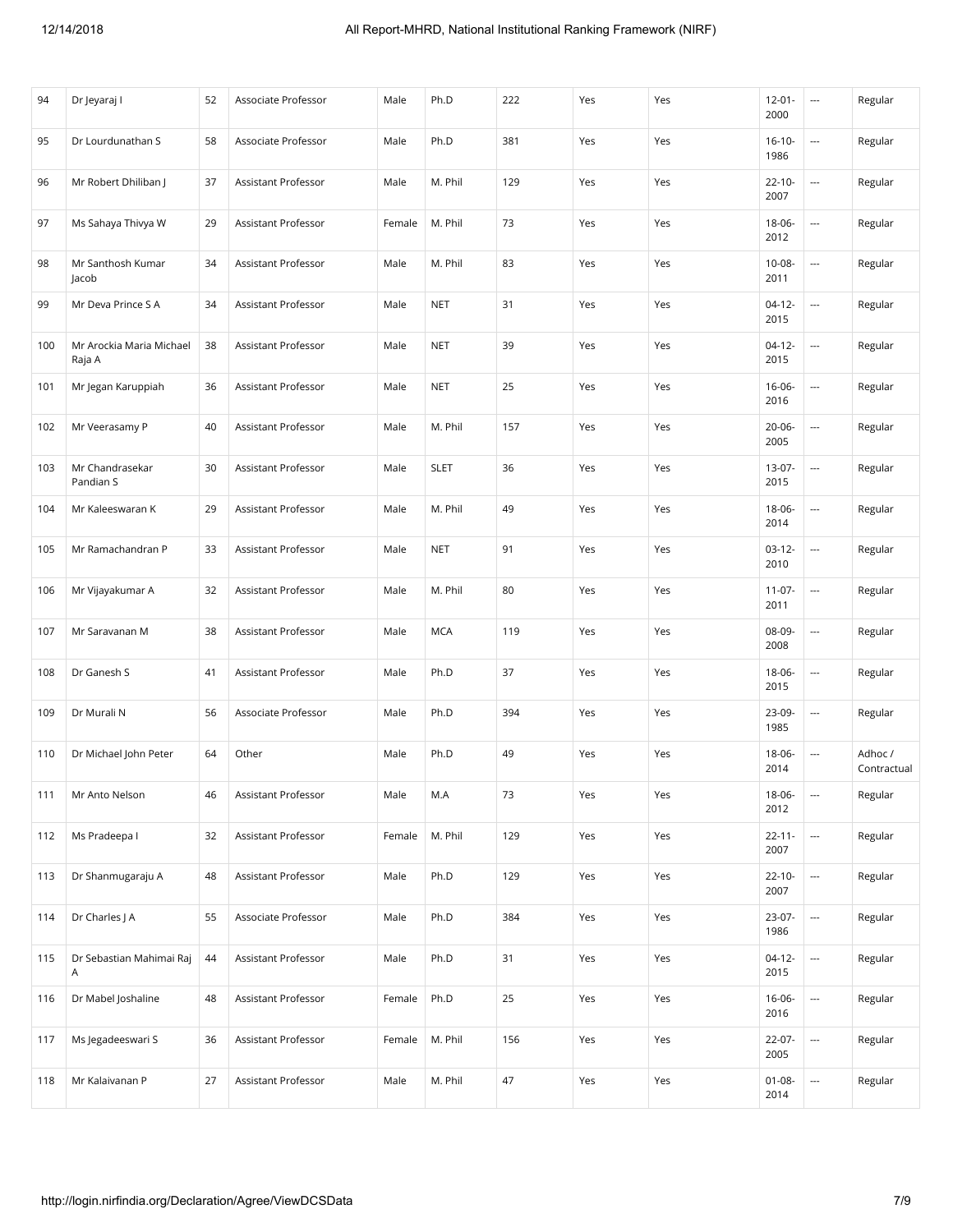| 94 | Dr Jeyaraj I | 52 | Associate Professor | Male | Ph.D | 222 | Yes | Yes | 12-01-2000 | --- | Regular |
|---|---|---|---|---|---|---|---|---|---|---|---|
| 95 | Dr Lourdunathan S | 58 | Associate Professor | Male | Ph.D | 381 | Yes | Yes | 16-10-1986 | --- | Regular |
| 96 | Mr Robert Dhiliban J | 37 | Assistant Professor | Male | M. Phil | 129 | Yes | Yes | 22-10-2007 | --- | Regular |
| 97 | Ms Sahaya Thivya W | 29 | Assistant Professor | Female | M. Phil | 73 | Yes | Yes | 18-06-2012 | --- | Regular |
| 98 | Mr Santhosh Kumar Jacob | 34 | Assistant Professor | Male | M. Phil | 83 | Yes | Yes | 10-08-2011 | --- | Regular |
| 99 | Mr Deva Prince S A | 34 | Assistant Professor | Male | NET | 31 | Yes | Yes | 04-12-2015 | --- | Regular |
| 100 | Mr Arockia Maria Michael Raja A | 38 | Assistant Professor | Male | NET | 39 | Yes | Yes | 04-12-2015 | --- | Regular |
| 101 | Mr Jegan Karuppiah | 36 | Assistant Professor | Male | NET | 25 | Yes | Yes | 16-06-2016 | --- | Regular |
| 102 | Mr Veerasamy P | 40 | Assistant Professor | Male | M. Phil | 157 | Yes | Yes | 20-06-2005 | --- | Regular |
| 103 | Mr Chandrasekar Pandian S | 30 | Assistant Professor | Male | SLET | 36 | Yes | Yes | 13-07-2015 | --- | Regular |
| 104 | Mr Kaleeswaran K | 29 | Assistant Professor | Male | M. Phil | 49 | Yes | Yes | 18-06-2014 | --- | Regular |
| 105 | Mr Ramachandran P | 33 | Assistant Professor | Male | NET | 91 | Yes | Yes | 03-12-2010 | --- | Regular |
| 106 | Mr Vijayakumar A | 32 | Assistant Professor | Male | M. Phil | 80 | Yes | Yes | 11-07-2011 | --- | Regular |
| 107 | Mr Saravanan M | 38 | Assistant Professor | Male | MCA | 119 | Yes | Yes | 08-09-2008 | --- | Regular |
| 108 | Dr Ganesh S | 41 | Assistant Professor | Male | Ph.D | 37 | Yes | Yes | 18-06-2015 | --- | Regular |
| 109 | Dr Murali N | 56 | Associate Professor | Male | Ph.D | 394 | Yes | Yes | 23-09-1985 | --- | Regular |
| 110 | Dr Michael John Peter | 64 | Other | Male | Ph.D | 49 | Yes | Yes | 18-06-2014 | --- | Adhoc / Contractual |
| 111 | Mr Anto Nelson | 46 | Assistant Professor | Male | M.A | 73 | Yes | Yes | 18-06-2012 | --- | Regular |
| 112 | Ms Pradeepa I | 32 | Assistant Professor | Female | M. Phil | 129 | Yes | Yes | 22-11-2007 | --- | Regular |
| 113 | Dr Shanmugaraju A | 48 | Assistant Professor | Male | Ph.D | 129 | Yes | Yes | 22-10-2007 | --- | Regular |
| 114 | Dr Charles J A | 55 | Associate Professor | Male | Ph.D | 384 | Yes | Yes | 23-07-1986 | --- | Regular |
| 115 | Dr Sebastian Mahimai Raj A | 44 | Assistant Professor | Male | Ph.D | 31 | Yes | Yes | 04-12-2015 | --- | Regular |
| 116 | Dr Mabel Joshaline | 48 | Assistant Professor | Female | Ph.D | 25 | Yes | Yes | 16-06-2016 | --- | Regular |
| 117 | Ms Jegadeeswari S | 36 | Assistant Professor | Female | M. Phil | 156 | Yes | Yes | 22-07-2005 | --- | Regular |
| 118 | Mr Kalaivanan P | 27 | Assistant Professor | Male | M. Phil | 47 | Yes | Yes | 01-08-2014 | --- | Regular |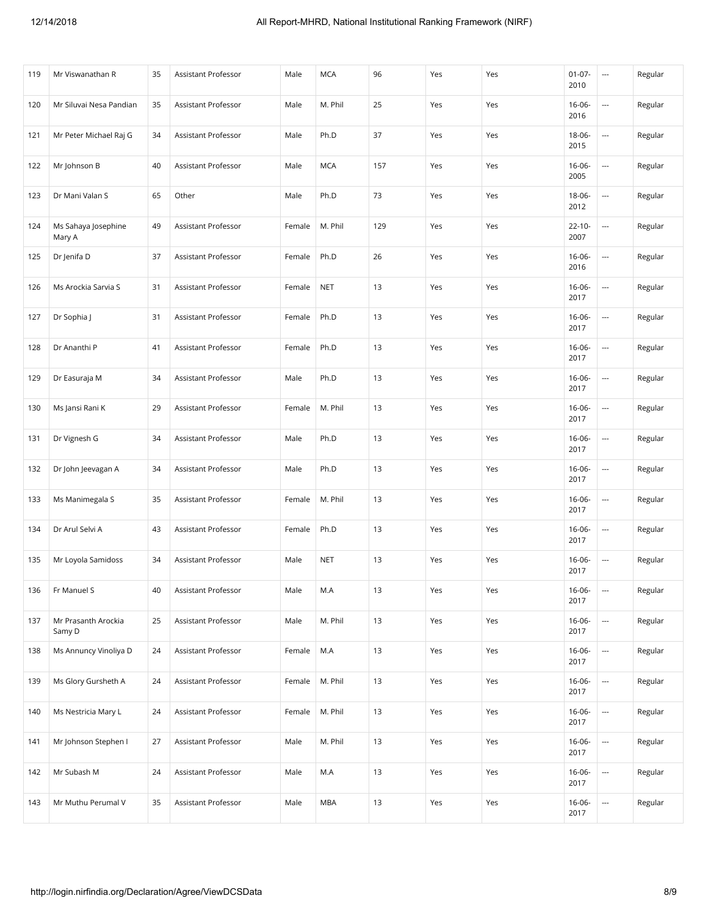| 119 | Mr Viswanathan R | 35 | Assistant Professor | Male | MCA | 96 | Yes | Yes | 01-07-2010 | --- | Regular |
|---|---|---|---|---|---|---|---|---|---|---|---|
| 120 | Mr Siluvai Nesa Pandian | 35 | Assistant Professor | Male | M. Phil | 25 | Yes | Yes | 16-06-2016 | --- | Regular |
| 121 | Mr Peter Michael Raj G | 34 | Assistant Professor | Male | Ph.D | 37 | Yes | Yes | 18-06-2015 | --- | Regular |
| 122 | Mr Johnson B | 40 | Assistant Professor | Male | MCA | 157 | Yes | Yes | 16-06-2005 | --- | Regular |
| 123 | Dr Mani Valan S | 65 | Other | Male | Ph.D | 73 | Yes | Yes | 18-06-2012 | --- | Regular |
| 124 | Ms Sahaya Josephine Mary A | 49 | Assistant Professor | Female | M. Phil | 129 | Yes | Yes | 22-10-2007 | --- | Regular |
| 125 | Dr Jenifa D | 37 | Assistant Professor | Female | Ph.D | 26 | Yes | Yes | 16-06-2016 | --- | Regular |
| 126 | Ms Arockia Sarvia S | 31 | Assistant Professor | Female | NET | 13 | Yes | Yes | 16-06-2017 | --- | Regular |
| 127 | Dr Sophia J | 31 | Assistant Professor | Female | Ph.D | 13 | Yes | Yes | 16-06-2017 | --- | Regular |
| 128 | Dr Ananthi P | 41 | Assistant Professor | Female | Ph.D | 13 | Yes | Yes | 16-06-2017 | --- | Regular |
| 129 | Dr Easuraja M | 34 | Assistant Professor | Male | Ph.D | 13 | Yes | Yes | 16-06-2017 | --- | Regular |
| 130 | Ms Jansi Rani K | 29 | Assistant Professor | Female | M. Phil | 13 | Yes | Yes | 16-06-2017 | --- | Regular |
| 131 | Dr Vignesh G | 34 | Assistant Professor | Male | Ph.D | 13 | Yes | Yes | 16-06-2017 | --- | Regular |
| 132 | Dr John Jeevagan A | 34 | Assistant Professor | Male | Ph.D | 13 | Yes | Yes | 16-06-2017 | --- | Regular |
| 133 | Ms Manimegala S | 35 | Assistant Professor | Female | M. Phil | 13 | Yes | Yes | 16-06-2017 | --- | Regular |
| 134 | Dr Arul Selvi A | 43 | Assistant Professor | Female | Ph.D | 13 | Yes | Yes | 16-06-2017 | --- | Regular |
| 135 | Mr Loyola Samidoss | 34 | Assistant Professor | Male | NET | 13 | Yes | Yes | 16-06-2017 | --- | Regular |
| 136 | Fr Manuel S | 40 | Assistant Professor | Male | M.A | 13 | Yes | Yes | 16-06-2017 | --- | Regular |
| 137 | Mr Prasanth Arockia Samy D | 25 | Assistant Professor | Male | M. Phil | 13 | Yes | Yes | 16-06-2017 | --- | Regular |
| 138 | Ms Annuncy Vinoliya D | 24 | Assistant Professor | Female | M.A | 13 | Yes | Yes | 16-06-2017 | --- | Regular |
| 139 | Ms Glory Gursheth A | 24 | Assistant Professor | Female | M. Phil | 13 | Yes | Yes | 16-06-2017 | --- | Regular |
| 140 | Ms Nestricia Mary L | 24 | Assistant Professor | Female | M. Phil | 13 | Yes | Yes | 16-06-2017 | --- | Regular |
| 141 | Mr Johnson Stephen I | 27 | Assistant Professor | Male | M. Phil | 13 | Yes | Yes | 16-06-2017 | --- | Regular |
| 142 | Mr Subash M | 24 | Assistant Professor | Male | M.A | 13 | Yes | Yes | 16-06-2017 | --- | Regular |
| 143 | Mr Muthu Perumal V | 35 | Assistant Professor | Male | MBA | 13 | Yes | Yes | 16-06-2017 | --- | Regular |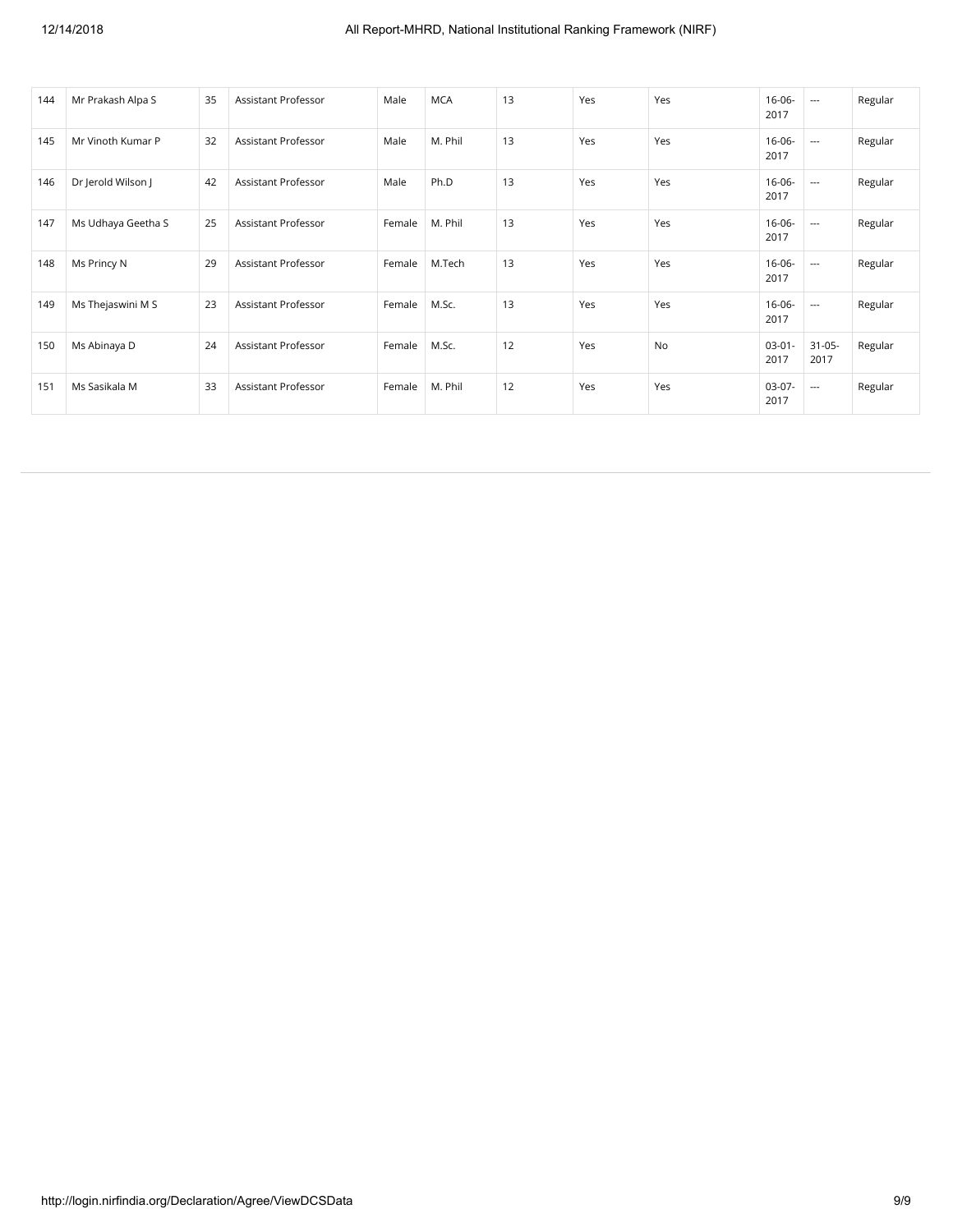| | | | | | | | | | | | |
|---|---|---|---|---|---|---|---|---|---|---|---|
| 144 | Mr Prakash Alpa S | 35 | Assistant Professor | Male | MCA | 13 | Yes | Yes | 16-06-2017 | --- | Regular |
| 145 | Mr Vinoth Kumar P | 32 | Assistant Professor | Male | M. Phil | 13 | Yes | Yes | 16-06-2017 | --- | Regular |
| 146 | Dr Jerold Wilson J | 42 | Assistant Professor | Male | Ph.D | 13 | Yes | Yes | 16-06-2017 | --- | Regular |
| 147 | Ms Udhaya Geetha S | 25 | Assistant Professor | Female | M. Phil | 13 | Yes | Yes | 16-06-2017 | --- | Regular |
| 148 | Ms Princy N | 29 | Assistant Professor | Female | M.Tech | 13 | Yes | Yes | 16-06-2017 | --- | Regular |
| 149 | Ms Thejaswini M S | 23 | Assistant Professor | Female | M.Sc. | 13 | Yes | Yes | 16-06-2017 | --- | Regular |
| 150 | Ms Abinaya D | 24 | Assistant Professor | Female | M.Sc. | 12 | Yes | No | 03-01-2017 | 31-05-2017 | Regular |
| 151 | Ms Sasikala M | 33 | Assistant Professor | Female | M. Phil | 12 | Yes | Yes | 03-07-2017 | --- | Regular |